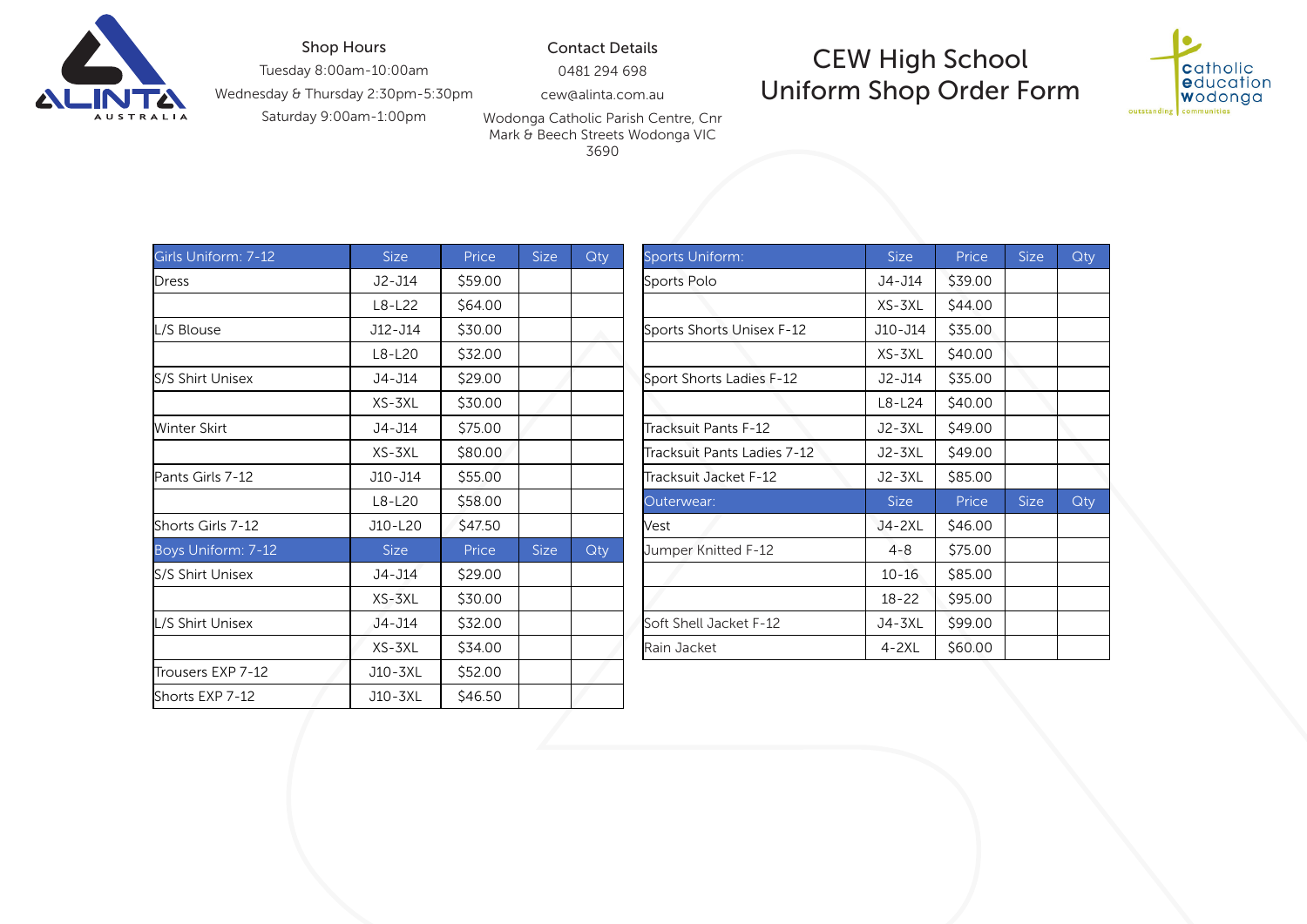# CEW High School Uniform Shop Order Form

**Shop Hours**

Tuesday 8:00am-10:00am
Wednesday & Thursday 2:30pm-5:30pm
Saturday 9:00am-1:00pm

**Contact Details**

0481 294 698
cew@alinta.com.au
Wodonga Catholic Parish Centre, Cnr Mark & Beech Streets Wodonga VIC 3690

| Girls Uniform: 7-12 | Size | Price | Size | Qty |
|---|---|---|---|---|
| Dress | J2-J14 | $59.00 | | |
| | L8-L22 | $64.00 | | |
| L/S Blouse | J12-J14 | $30.00 | | |
| | L8-L20 | $32.00 | | |
| S/S Shirt Unisex | J4-J14 | $29.00 | | |
| | XS-3XL | $30.00 | | |
| Winter Skirt | J4-J14 | $75.00 | | |
| | XS-3XL | $80.00 | | |
| Pants Girls 7-12 | J10-J14 | $55.00 | | |
| | L8-L20 | $58.00 | | |
| Shorts Girls 7-12 | J10-L20 | $47.50 | | |
| **Boys Uniform: 7-12** | **Size** | **Price** | **Size** | **Qty** |
| S/S Shirt Unisex | J4-J14 | $29.00 | | |
| | XS-3XL | $30.00 | | |
| L/S Shirt Unisex | J4-J14 | $32.00 | | |
| | XS-3XL | $34.00 | | |
| Trousers EXP 7-12 | J10-3XL | $52.00 | | |
| Shorts EXP 7-12 | J10-3XL | $46.50 | | |

| Sports Uniform: | Size | Price | Size | Qty |
|---|---|---|---|---|
| Sports Polo | J4-J14 | $39.00 | | |
| | XS-3XL | $44.00 | | |
| Sports Shorts Unisex F-12 | J10-J14 | $35.00 | | |
| | XS-3XL | $40.00 | | |
| Sport Shorts Ladies F-12 | J2-J14 | $35.00 | | |
| | L8-L24 | $40.00 | | |
| Tracksuit Pants F-12 | J2-3XL | $49.00 | | |
| Tracksuit Pants Ladies 7-12 | J2-3XL | $49.00 | | |
| Tracksuit Jacket F-12 | J2-3XL | $85.00 | | |
| **Outerwear:** | **Size** | **Price** | **Size** | **Qty** |
| Vest | J4-2XL | $46.00 | | |
| Jumper Knitted F-12 | 4-8 | $75.00 | | |
| | 10-16 | $85.00 | | |
| | 18-22 | $95.00 | | |
| Soft Shell Jacket F-12 | J4-3XL | $99.00 | | |
| Rain Jacket | 4-2XL | $60.00 | | |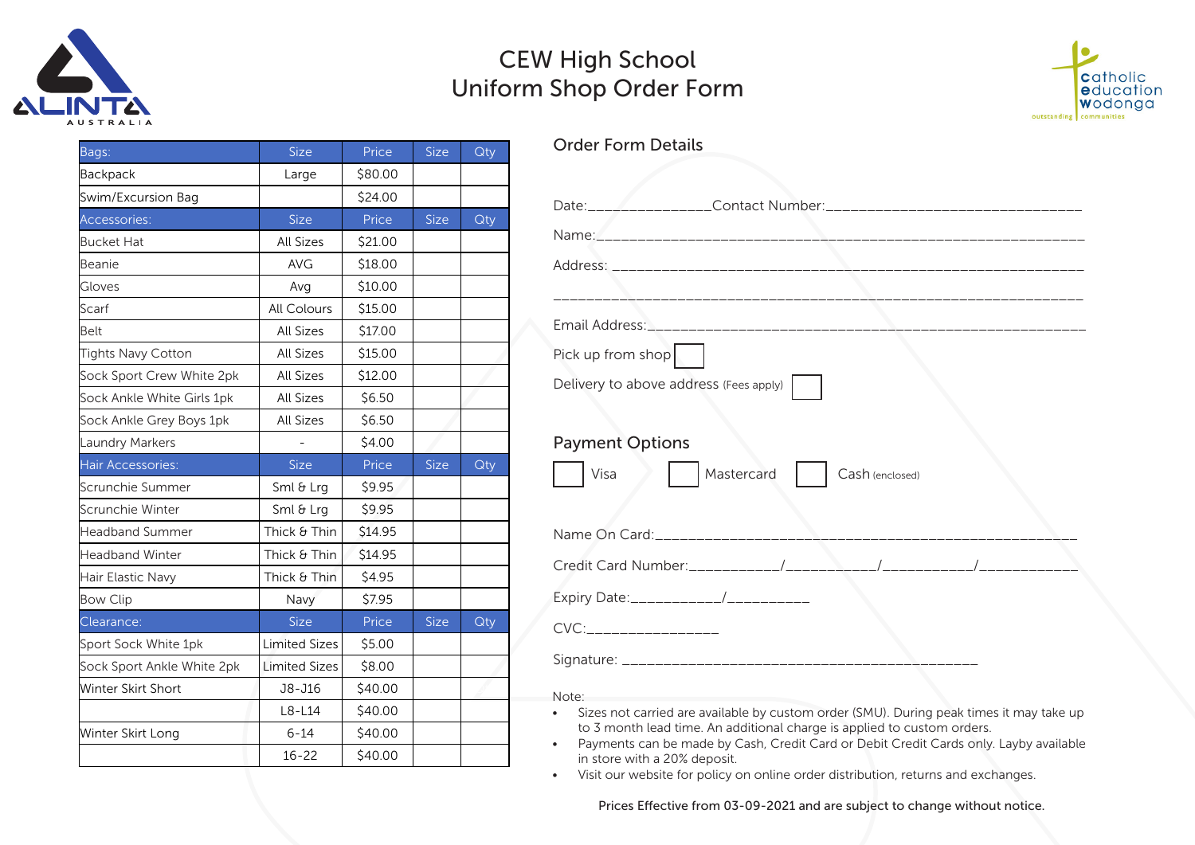# CEW High School
# Uniform Shop Order Form

| Bags: | Size | Price | Size | Qty |
|---|---|---|---|---|
| Backpack | Large | $80.00 | | |
| Swim/Excursion Bag | | $24.00 | | |
| **Accessories:** | **Size** | **Price** | **Size** | **Qty** |
| Bucket Hat | All Sizes | $21.00 | | |
| Beanie | AVG | $18.00 | | |
| Gloves | Avg | $10.00 | | |
| Scarf | All Colours | $15.00 | | |
| Belt | All Sizes | $17.00 | | |
| Tights Navy Cotton | All Sizes | $15.00 | | |
| Sock Sport Crew White 2pk | All Sizes | $12.00 | | |
| Sock Ankle White Girls 1pk | All Sizes | $6.50 | | |
| Sock Ankle Grey Boys 1pk | All Sizes | $6.50 | | |
| Laundry Markers | - | $4.00 | | |
| **Hair Accessories:** | **Size** | **Price** | **Size** | **Qty** |
| Scrunchie Summer | Sml & Lrg | $9.95 | | |
| Scrunchie Winter | Sml & Lrg | $9.95 | | |
| Headband Summer | Thick & Thin | $14.95 | | |
| Headband Winter | Thick & Thin | $14.95 | | |
| Hair Elastic Navy | Thick & Thin | $4.95 | | |
| Bow Clip | Navy | $7.95 | | |
| **Clearance:** | **Size** | **Price** | **Size** | **Qty** |
| Sport Sock White 1pk | Limited Sizes | $5.00 | | |
| Sock Sport Ankle White 2pk | Limited Sizes | $8.00 | | |
| Winter Skirt Short | J8-J16 | $40.00 | | |
| | L8-L14 | $40.00 | | |
| Winter Skirt Long | 6-14 | $40.00 | | |
| | 16-22 | $40.00 | | |

## Order Form Details

Date:_______________Contact Number:_______________________________

Name:_____________________________________________________________

Address: __________________________________________________________

___________________________________________________________________

Email Address:_____________________________________________________

Pick up from shop ☐

Delivery to above address (Fees apply) ☐

## Payment Options

☐ Visa ☐ Mastercard ☐ Cash (enclosed)

Name On Card:_____________________________________________________

Credit Card Number:___________/___________/___________/___________

Expiry Date:___________/__________

CVC:_________________

Signature: ___________________________________________

Note:

- Sizes not carried are available by custom order (SMU). During peak times it may take up to 3 month lead time. An additional charge is applied to custom orders.
- Payments can be made by Cash, Credit Card or Debit Credit Cards only. Layby available in store with a 20% deposit.
- Visit our website for policy on online order distribution, returns and exchanges.

Prices Effective from 03-09-2021 and are subject to change without notice.